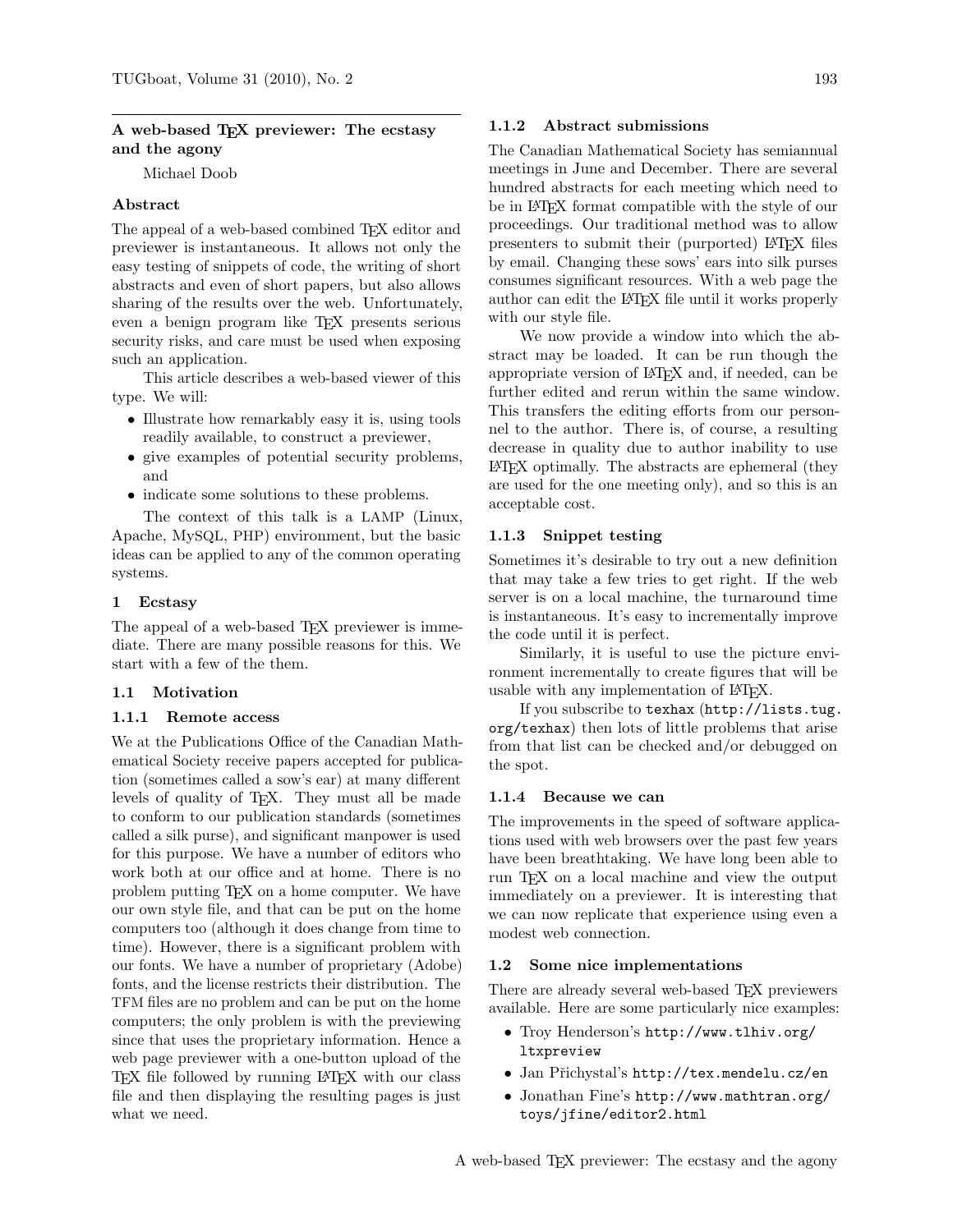# A web-based TeX previewer: The ecstasy and the agony

Michael Doob

## Abstract

The appeal of a web-based combined TeX editor and previewer is instantaneous. It allows not only the easy testing of snippets of code, the writing of short abstracts and even of short papers, but also allows sharing of the results over the web. Unfortunately, even a benign program like TeX presents serious security risks, and care must be used when exposing such an application.

This article describes a web-based viewer of this type. We will:

- Illustrate how remarkably easy it is, using tools readily available, to construct a previewer,
- give examples of potential security problems, and
- indicate some solutions to these problems.

The context of this talk is a LAMP (Linux, Apache, MySQL, PHP) environment, but the basic ideas can be applied to any of the common operating systems.

## 1 Ecstasy

The appeal of a web-based TeX previewer is immediate. There are many possible reasons for this. We start with a few of the them.

### 1.1 Motivation

#### 1.1.1 Remote access

We at the Publications Office of the Canadian Mathematical Society receive papers accepted for publication (sometimes called a sow's ear) at many different levels of quality of TeX. They must all be made to conform to our publication standards (sometimes called a silk purse), and significant manpower is used for this purpose. We have a number of editors who work both at our office and at home. There is no problem putting TeX on a home computer. We have our own style file, and that can be put on the home computers too (although it does change from time to time). However, there is a significant problem with our fonts. We have a number of proprietary (Adobe) fonts, and the license restricts their distribution. The TFM files are no problem and can be put on the home computers; the only problem is with the previewing since that uses the proprietary information. Hence a web page previewer with a one-button upload of the TeX file followed by running LaTeX with our class file and then displaying the resulting pages is just what we need.

#### 1.1.2 Abstract submissions

The Canadian Mathematical Society has semiannual meetings in June and December. There are several hundred abstracts for each meeting which need to be in LaTeX format compatible with the style of our proceedings. Our traditional method was to allow presenters to submit their (purported) LaTeX files by email. Changing these sows' ears into silk purses consumes significant resources. With a web page the author can edit the LaTeX file until it works properly with our style file.

We now provide a window into which the abstract may be loaded. It can be run though the appropriate version of LaTeX and, if needed, can be further edited and rerun within the same window. This transfers the editing efforts from our personnel to the author. There is, of course, a resulting decrease in quality due to author inability to use LaTeX optimally. The abstracts are ephemeral (they are used for the one meeting only), and so this is an acceptable cost.

#### 1.1.3 Snippet testing

Sometimes it's desirable to try out a new definition that may take a few tries to get right. If the web server is on a local machine, the turnaround time is instantaneous. It's easy to incrementally improve the code until it is perfect.

Similarly, it is useful to use the picture environment incrementally to create figures that will be usable with any implementation of LaTeX.

If you subscribe to `texhax` (`http://lists.tug.org/texhax`) then lots of little problems that arise from that list can be checked and/or debugged on the spot.

#### 1.1.4 Because we can

The improvements in the speed of software applications used with web browsers over the past few years have been breathtaking. We have long been able to run TeX on a local machine and view the output immediately on a previewer. It is interesting that we can now replicate that experience using even a modest web connection.

### 1.2 Some nice implementations

There are already several web-based TeX previewers available. Here are some particularly nice examples:

- Troy Henderson's `http://www.tlhiv.org/ltxpreview`
- Jan Přichystal's `http://tex.mendelu.cz/en`
- Jonathan Fine's `http://www.mathtran.org/toys/jfine/editor2.html`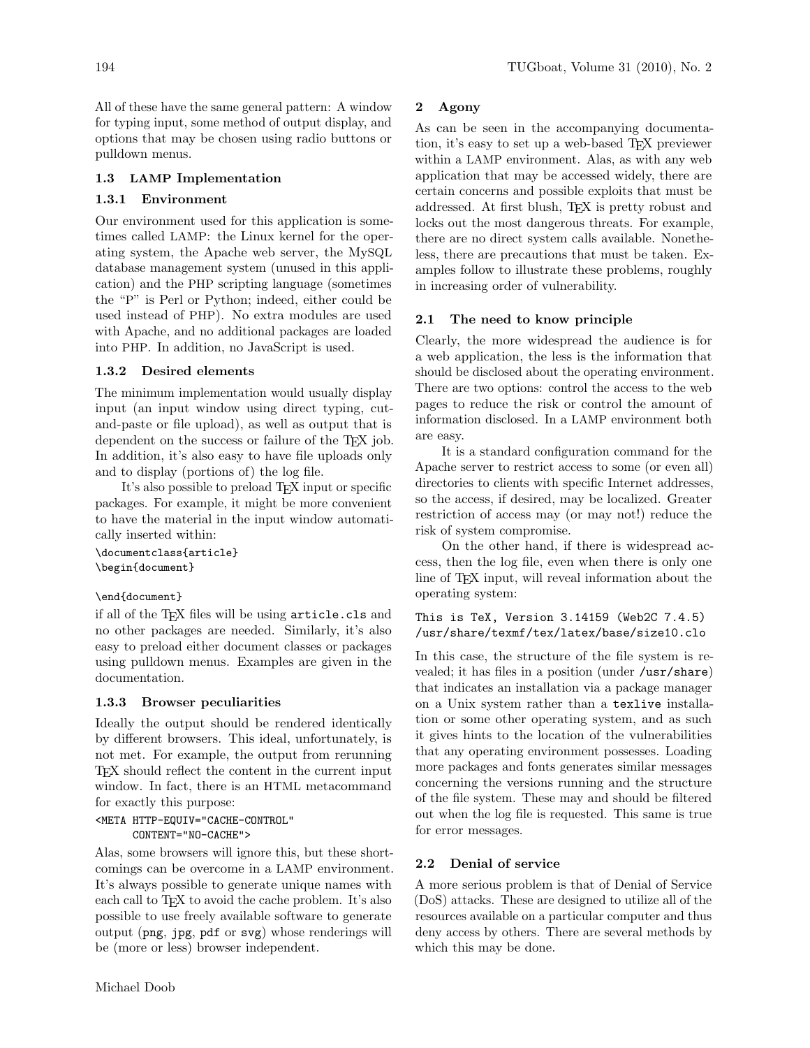All of these have the same general pattern: A window for typing input, some method of output display, and options that may be chosen using radio buttons or pulldown menus.

### 1.3 LAMP Implementation

#### 1.3.1 Environment

Our environment used for this application is sometimes called LAMP: the Linux kernel for the operating system, the Apache web server, the MySQL database management system (unused in this application) and the PHP scripting language (sometimes the "P" is Perl or Python; indeed, either could be used instead of PHP). No extra modules are used with Apache, and no additional packages are loaded into PHP. In addition, no JavaScript is used.

#### 1.3.2 Desired elements

The minimum implementation would usually display input (an input window using direct typing, cut-and-paste or file upload), as well as output that is dependent on the success or failure of the TeX job. In addition, it's also easy to have file uploads only and to display (portions of) the log file.

It's also possible to preload TeX input or specific packages. For example, it might be more convenient to have the material in the input window automatically inserted within:

```
\documentclass{article}
\begin{document}

\end{document}
```

if all of the TeX files will be using `article.cls` and no other packages are needed. Similarly, it's also easy to preload either document classes or packages using pulldown menus. Examples are given in the documentation.

#### 1.3.3 Browser peculiarities

Ideally the output should be rendered identically by different browsers. This ideal, unfortunately, is not met. For example, the output from rerunning TeX should reflect the content in the current input window. In fact, there is an HTML metacommand for exactly this purpose:

```
<META HTTP-EQUIV="CACHE-CONTROL"
      CONTENT="NO-CACHE">
```

Alas, some browsers will ignore this, but these shortcomings can be overcome in a LAMP environment. It's always possible to generate unique names with each call to TeX to avoid the cache problem. It's also possible to use freely available software to generate output (`png`, `jpg`, `pdf` or `svg`) whose renderings will be (more or less) browser independent.

## 2 Agony

As can be seen in the accompanying documentation, it's easy to set up a web-based TeX previewer within a LAMP environment. Alas, as with any web application that may be accessed widely, there are certain concerns and possible exploits that must be addressed. At first blush, TeX is pretty robust and locks out the most dangerous threats. For example, there are no direct system calls available. Nonetheless, there are precautions that must be taken. Examples follow to illustrate these problems, roughly in increasing order of vulnerability.

### 2.1 The need to know principle

Clearly, the more widespread the audience is for a web application, the less is the information that should be disclosed about the operating environment. There are two options: control the access to the web pages to reduce the risk or control the amount of information disclosed. In a LAMP environment both are easy.

It is a standard configuration command for the Apache server to restrict access to some (or even all) directories to clients with specific Internet addresses, so the access, if desired, may be localized. Greater restriction of access may (or may not!) reduce the risk of system compromise.

On the other hand, if there is widespread access, then the log file, even when there is only one line of TeX input, will reveal information about the operating system:

```
This is TeX, Version 3.14159 (Web2C 7.4.5)
/usr/share/texmf/tex/latex/base/size10.clo
```

In this case, the structure of the file system is revealed; it has files in a position (under `/usr/share`) that indicates an installation via a package manager on a Unix system rather than a `texlive` installation or some other operating system, and as such it gives hints to the location of the vulnerabilities that any operating environment possesses. Loading more packages and fonts generates similar messages concerning the versions running and the structure of the file system. These may and should be filtered out when the log file is requested. This same is true for error messages.

### 2.2 Denial of service

A more serious problem is that of Denial of Service (DoS) attacks. These are designed to utilize all of the resources available on a particular computer and thus deny access by others. There are several methods by which this may be done.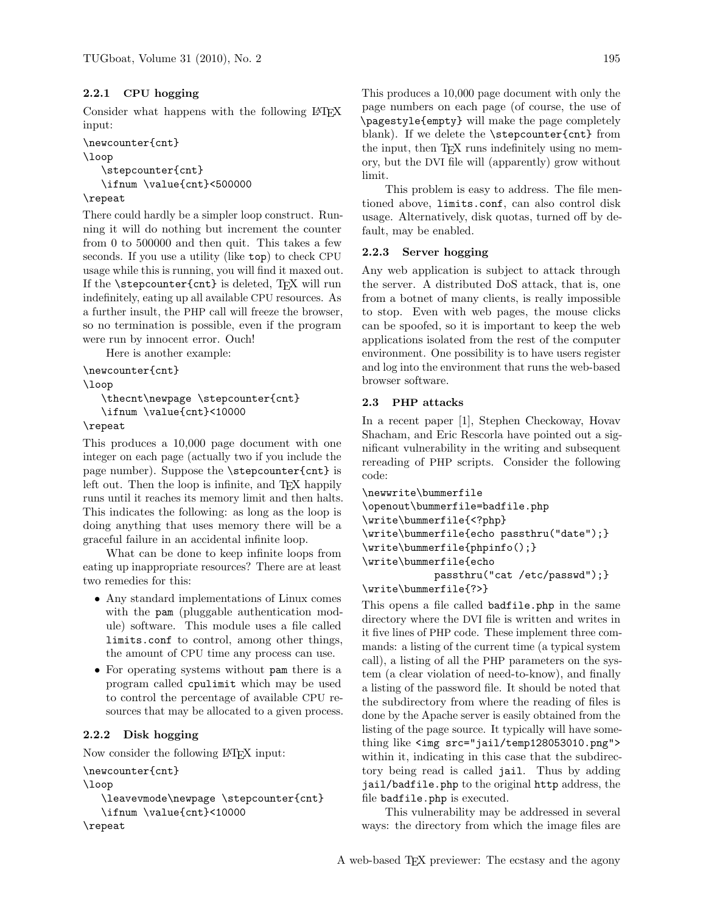#### 2.2.1 CPU hogging

Consider what happens with the following LaTeX input:

```
\newcounter{cnt}
\loop
   \stepcounter{cnt}
   \ifnum \value{cnt}<500000
\repeat
```

There could hardly be a simpler loop construct. Running it will do nothing but increment the counter from 0 to 500000 and then quit. This takes a few seconds. If you use a utility (like `top`) to check CPU usage while this is running, you will find it maxed out. If the `\stepcounter{cnt}` is deleted, TeX will run indefinitely, eating up all available CPU resources. As a further insult, the PHP call will freeze the browser, so no termination is possible, even if the program were run by innocent error. Ouch!

Here is another example:

```
\newcounter{cnt}
\loop
   \thecnt\newpage \stepcounter{cnt}
   \ifnum \value{cnt}<10000
\repeat
```

This produces a 10,000 page document with one integer on each page (actually two if you include the page number). Suppose the `\stepcounter{cnt}` is left out. Then the loop is infinite, and TeX happily runs until it reaches its memory limit and then halts. This indicates the following: as long as the loop is doing anything that uses memory there will be a graceful failure in an accidental infinite loop.

What can be done to keep infinite loops from eating up inappropriate resources? There are at least two remedies for this:

- Any standard implementations of Linux comes with the `pam` (pluggable authentication module) software. This module uses a file called `limits.conf` to control, among other things, the amount of CPU time any process can use.
- For operating systems without `pam` there is a program called `cpulimit` which may be used to control the percentage of available CPU resources that may be allocated to a given process.

#### 2.2.2 Disk hogging

Now consider the following LaTeX input:

```
\newcounter{cnt}
\loop
   \leavevmode\newpage \stepcounter{cnt}
   \ifnum \value{cnt}<10000
\repeat
```

This produces a 10,000 page document with only the page numbers on each page (of course, the use of `\pagestyle{empty}` will make the page completely blank). If we delete the `\stepcounter{cnt}` from the input, then TeX runs indefinitely using no memory, but the DVI file will (apparently) grow without limit.

This problem is easy to address. The file mentioned above, `limits.conf`, can also control disk usage. Alternatively, disk quotas, turned off by default, may be enabled.

#### 2.2.3 Server hogging

Any web application is subject to attack through the server. A distributed DoS attack, that is, one from a botnet of many clients, is really impossible to stop. Even with web pages, the mouse clicks can be spoofed, so it is important to keep the web applications isolated from the rest of the computer environment. One possibility is to have users register and log into the environment that runs the web-based browser software.

### 2.3 PHP attacks

In a recent paper [1], Stephen Checkoway, Hovav Shacham, and Eric Rescorla have pointed out a significant vulnerability in the writing and subsequent rereading of PHP scripts. Consider the following code:

```
\newwrite\bummerfile
\openout\bummerfile=badfile.php
\write\bummerfile{<?php}
\write\bummerfile{echo passthru("date");}
\write\bummerfile{phpinfo();}
\write\bummerfile{echo
            passthru("cat /etc/passwd");}
\write\bummerfile{?>}
```

This opens a file called `badfile.php` in the same directory where the DVI file is written and writes in it five lines of PHP code. These implement three commands: a listing of the current time (a typical system call), a listing of all the PHP parameters on the system (a clear violation of need-to-know), and finally a listing of the password file. It should be noted that the subdirectory from where the reading of files is done by the Apache server is easily obtained from the listing of the page source. It typically will have something like `<img src="jail/temp128053010.png">` within it, indicating in this case that the subdirectory being read is called `jail`. Thus by adding `jail/badfile.php` to the original `http` address, the file `badfile.php` is executed.

This vulnerability may be addressed in several ways: the directory from which the image files are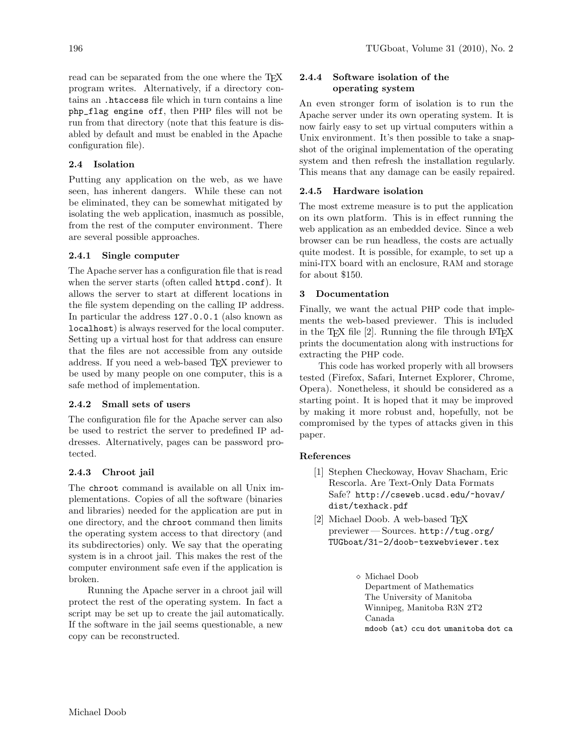read can be separated from the one where the TeX program writes. Alternatively, if a directory contains an `.htaccess` file which in turn contains a line `php_flag engine off`, then PHP files will not be run from that directory (note that this feature is disabled by default and must be enabled in the Apache configuration file).

### 2.4 Isolation

Putting any application on the web, as we have seen, has inherent dangers. While these can not be eliminated, they can be somewhat mitigated by isolating the web application, inasmuch as possible, from the rest of the computer environment. There are several possible approaches.

#### 2.4.1 Single computer

The Apache server has a configuration file that is read when the server starts (often called `httpd.conf`). It allows the server to start at different locations in the file system depending on the calling IP address. In particular the address `127.0.0.1` (also known as `localhost`) is always reserved for the local computer. Setting up a virtual host for that address can ensure that the files are not accessible from any outside address. If you need a web-based TeX previewer to be used by many people on one computer, this is a safe method of implementation.

#### 2.4.2 Small sets of users

The configuration file for the Apache server can also be used to restrict the server to predefined IP addresses. Alternatively, pages can be password protected.

#### 2.4.3 Chroot jail

The `chroot` command is available on all Unix implementations. Copies of all the software (binaries and libraries) needed for the application are put in one directory, and the `chroot` command then limits the operating system access to that directory (and its subdirectories) only. We say that the operating system is in a chroot jail. This makes the rest of the computer environment safe even if the application is broken.

Running the Apache server in a chroot jail will protect the rest of the operating system. In fact a script may be set up to create the jail automatically. If the software in the jail seems questionable, a new copy can be reconstructed.

#### 2.4.4 Software isolation of the operating system

An even stronger form of isolation is to run the Apache server under its own operating system. It is now fairly easy to set up virtual computers within a Unix environment. It's then possible to take a snapshot of the original implementation of the operating system and then refresh the installation regularly. This means that any damage can be easily repaired.

#### 2.4.5 Hardware isolation

The most extreme measure is to put the application on its own platform. This is in effect running the web application as an embedded device. Since a web browser can be run headless, the costs are actually quite modest. It is possible, for example, to set up a mini-ITX board with an enclosure, RAM and storage for about $150.

## 3 Documentation

Finally, we want the actual PHP code that implements the web-based previewer. This is included in the TeX file [2]. Running the file through LaTeX prints the documentation along with instructions for extracting the PHP code.

This code has worked properly with all browsers tested (Firefox, Safari, Internet Explorer, Chrome, Opera). Nonetheless, it should be considered as a starting point. It is hoped that it may be improved by making it more robust and, hopefully, not be compromised by the types of attacks given in this paper.

### References

[1] Stephen Checkoway, Hovav Shacham, Eric Rescorla. Are Text-Only Data Formats Safe? `http://cseweb.ucsd.edu/~hovav/dist/texhack.pdf`

[2] Michael Doob. A web-based TeX previewer — Sources. `http://tug.org/TUGboat/31-2/doob-texwebviewer.tex`

◇ Michael Doob
Department of Mathematics
The University of Manitoba
Winnipeg, Manitoba R3N 2T2
Canada
`mdoob (at) ccu dot umanitoba dot ca`